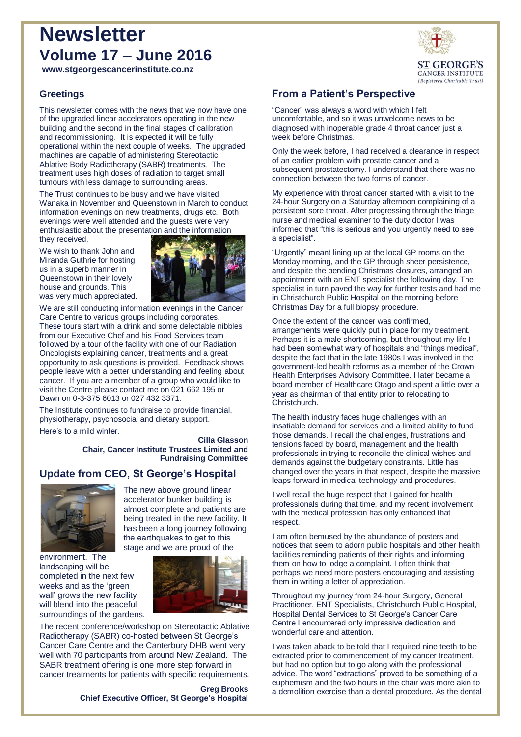# Newsletter

## Volume 17 – June 2016

**www.stgeorgescancerinstitute.co.nz**

ST GEORGE'S CANCER INSTITUTE (Registered Charitable Trust)

### Greetings

This newsletter comes with the news that we now have one of the upgraded linear accelerators operating in the new building and the second in the final stages of calibration and recommissioning. It is expected it will be fully operational within the next couple of weeks. The upgraded machines are capable of administering Stereotactic Ablative Body Radiotherapy (SABR) treatments. The treatment uses high doses of radiation to target small tumours with less damage to surrounding areas.

The Trust continues to be busy and we have visited Wanaka in November and Queenstown in March to conduct information evenings on new treatments, drugs etc. Both evenings were well attended and the guests were very enthusiastic about the presentation and the information they received.

We wish to thank John and Miranda Guthrie for hosting us in a superb manner in Queenstown in their lovely house and grounds. This was very much appreciated.

We are still conducting information evenings in the Cancer Care Centre to various groups including corporates. These tours start with a drink and some delectable nibbles from our Executive Chef and his Food Services team followed by a tour of the facility with one of our Radiation Oncologists explaining cancer, treatments and a great opportunity to ask questions is provided. Feedback shows people leave with a better understanding and feeling about cancer. If you are a member of a group who would like to visit the Centre please contact me on 021 662 195 or Dawn on 0-3-375 6013 or 027 432 3371.

The Institute continues to fundraise to provide financial, physiotherapy, psychosocial and dietary support.

Here's to a mild winter.

**Cilla Glasson**
**Chair, Cancer Institute Trustees Limited and Fundraising Committee**

### Update from CEO, St George's Hospital

The new above ground linear accelerator bunker building is almost complete and patients are being treated in the new facility. It has been a long journey following the earthquakes to get to this stage and we are proud of the environment. The landscaping will be completed in the next few weeks and as the 'green wall' grows the new facility will blend into the peaceful surroundings of the gardens.

The recent conference/workshop on Stereotactic Ablative Radiotherapy (SABR) co-hosted between St George's Cancer Care Centre and the Canterbury DHB went very well with 70 participants from around New Zealand. The SABR treatment offering is one more step forward in cancer treatments for patients with specific requirements.

**Greg Brooks**
**Chief Executive Officer, St George's Hospital**

### From a Patient's Perspective

"Cancer" was always a word with which I felt uncomfortable, and so it was unwelcome news to be diagnosed with inoperable grade 4 throat cancer just a week before Christmas.

Only the week before, I had received a clearance in respect of an earlier problem with prostate cancer and a subsequent prostatectomy. I understand that there was no connection between the two forms of cancer.

My experience with throat cancer started with a visit to the 24-hour Surgery on a Saturday afternoon complaining of a persistent sore throat. After progressing through the triage nurse and medical examiner to the duty doctor I was informed that "this is serious and you urgently need to see a specialist".

"Urgently" meant lining up at the local GP rooms on the Monday morning, and the GP through sheer persistence, and despite the pending Christmas closures, arranged an appointment with an ENT specialist the following day. The specialist in turn paved the way for further tests and had me in Christchurch Public Hospital on the morning before Christmas Day for a full biopsy procedure.

Once the extent of the cancer was confirmed, arrangements were quickly put in place for my treatment. Perhaps it is a male shortcoming, but throughout my life I had been somewhat wary of hospitals and "things medical", despite the fact that in the late 1980s I was involved in the government-led health reforms as a member of the Crown Health Enterprises Advisory Committee. I later became a board member of Healthcare Otago and spent a little over a year as chairman of that entity prior to relocating to Christchurch.

The health industry faces huge challenges with an insatiable demand for services and a limited ability to fund those demands. I recall the challenges, frustrations and tensions faced by board, management and the health professionals in trying to reconcile the clinical wishes and demands against the budgetary constraints. Little has changed over the years in that respect, despite the massive leaps forward in medical technology and procedures.

I well recall the huge respect that I gained for health professionals during that time, and my recent involvement with the medical profession has only enhanced that respect.

I am often bemused by the abundance of posters and notices that seem to adorn public hospitals and other health facilities reminding patients of their rights and informing them on how to lodge a complaint. I often think that perhaps we need more posters encouraging and assisting them in writing a letter of appreciation.

Throughout my journey from 24-hour Surgery, General Practitioner, ENT Specialists, Christchurch Public Hospital, Hospital Dental Services to St George's Cancer Care Centre I encountered only impressive dedication and wonderful care and attention.

I was taken aback to be told that I required nine teeth to be extracted prior to commencement of my cancer treatment, but had no option but to go along with the professional advice. The word "extractions" proved to be something of a euphemism and the two hours in the chair was more akin to a demolition exercise than a dental procedure. As the dental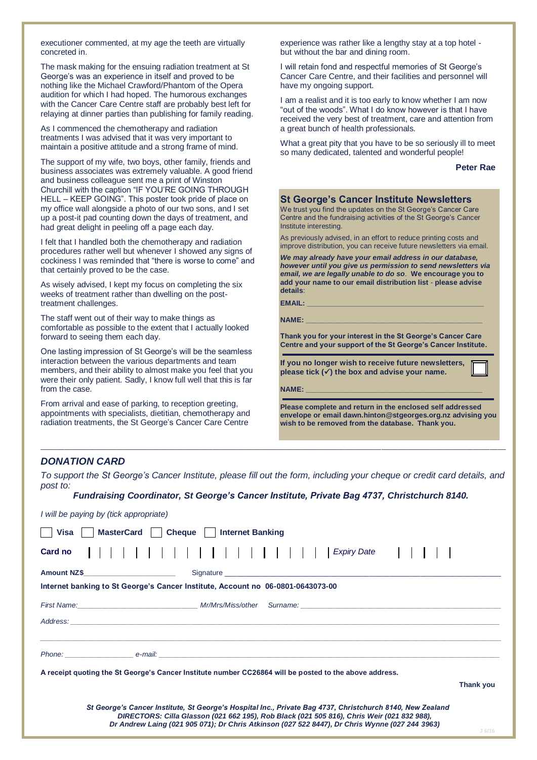executioner commented, at my age the teeth are virtually concreted in.

The mask making for the ensuing radiation treatment at St George's was an experience in itself and proved to be nothing like the Michael Crawford/Phantom of the Opera audition for which I had hoped. The humorous exchanges with the Cancer Care Centre staff are probably best left for relaying at dinner parties than publishing for family reading.

As I commenced the chemotherapy and radiation treatments I was advised that it was very important to maintain a positive attitude and a strong frame of mind.

The support of my wife, two boys, other family, friends and business associates was extremely valuable. A good friend and business colleague sent me a print of Winston Churchill with the caption "IF YOU'RE GOING THROUGH HELL – KEEP GOING". This poster took pride of place on my office wall alongside a photo of our two sons, and I set up a post-it pad counting down the days of treatment, and had great delight in peeling off a page each day.

I felt that I handled both the chemotherapy and radiation procedures rather well but whenever I showed any signs of cockiness I was reminded that "there is worse to come" and that certainly proved to be the case.

As wisely advised, I kept my focus on completing the six weeks of treatment rather than dwelling on the post-treatment challenges.

The staff went out of their way to make things as comfortable as possible to the extent that I actually looked forward to seeing them each day.

One lasting impression of St George's will be the seamless interaction between the various departments and team members, and their ability to almost make you feel that you were their only patient. Sadly, I know full well that this is far from the case.

From arrival and ease of parking, to reception greeting, appointments with specialists, dietitian, chemotherapy and radiation treatments, the St George's Cancer Care Centre experience was rather like a lengthy stay at a top hotel - but without the bar and dining room.

I will retain fond and respectful memories of St George's Cancer Care Centre, and their facilities and personnel will have my ongoing support.

I am a realist and it is too early to know whether I am now "out of the woods". What I do know however is that I have received the very best of treatment, care and attention from a great bunch of health professionals.

What a great pity that you have to be so seriously ill to meet so many dedicated, talented and wonderful people!

**Peter Rae**

## St George's Cancer Institute Newsletters

We trust you find the updates on the St George's Cancer Care Centre and the fundraising activities of the St George's Cancer Institute interesting.

As previously advised, in an effort to reduce printing costs and improve distribution, you can receive future newsletters via email.

***We may already have your email address in our database, however until you give us permission to send newsletters via email, we are legally unable to do so*. We encourage you to add your name to our email distribution list - please advise details**:

**EMAIL:** ______________________________

**NAME:** ______________________________

**Thank you for your interest in the St George's Cancer Care Centre and your support of the St George's Cancer Institute.**

**If you no longer wish to receive future newsletters, please tick (✓) the box and advise your name.** ☐

**NAME:** ______________________________

**Please complete and return in the enclosed self addressed envelope or email dawn.hinton@stgeorges.org.nz advising you wish to be removed from the database. Thank you.**

---

## *DONATION CARD*

*To support the St George's Cancer Institute, please fill out the form, including your cheque or credit card details, and post to:*

***Fundraising Coordinator, St George's Cancer Institute, Private Bag 4737, Christchurch 8140.***

*I will be paying by (tick appropriate)*

☐ **Visa** ☐ **MasterCard** ☐ **Cheque** ☐ **Internet Banking**

**Card no** | | | | | | | | | | | | | | | | | *Expiry Date* | | | |

**Amount NZ$**____________________ Signature ______________________________

**Internet banking to St George's Cancer Institute, Account no 06-0801-0643073-00**

*First Name:*____________________ *Mr/Mrs/Miss/other* *Surname:* ____________________

*Address:* ______________________________

______________________________

*Phone:* ______________ *e-mail:* ______________________________

**A receipt quoting the St George's Cancer Institute number CC26864 will be posted to the above address.**

**Thank you**

***St George's Cancer Institute, St George's Hospital Inc., Private Bag 4737, Christchurch 8140, New Zealand***
***DIRECTORS: Cilla Glasson (021 662 195), Rob Black (021 505 816), Chris Weir (021 832 988),***
***Dr Andrew Laing (021 905 071); Dr Chris Atkinson (027 522 8447), Dr Chris Wynne (027 244 3963)***

J 6/16